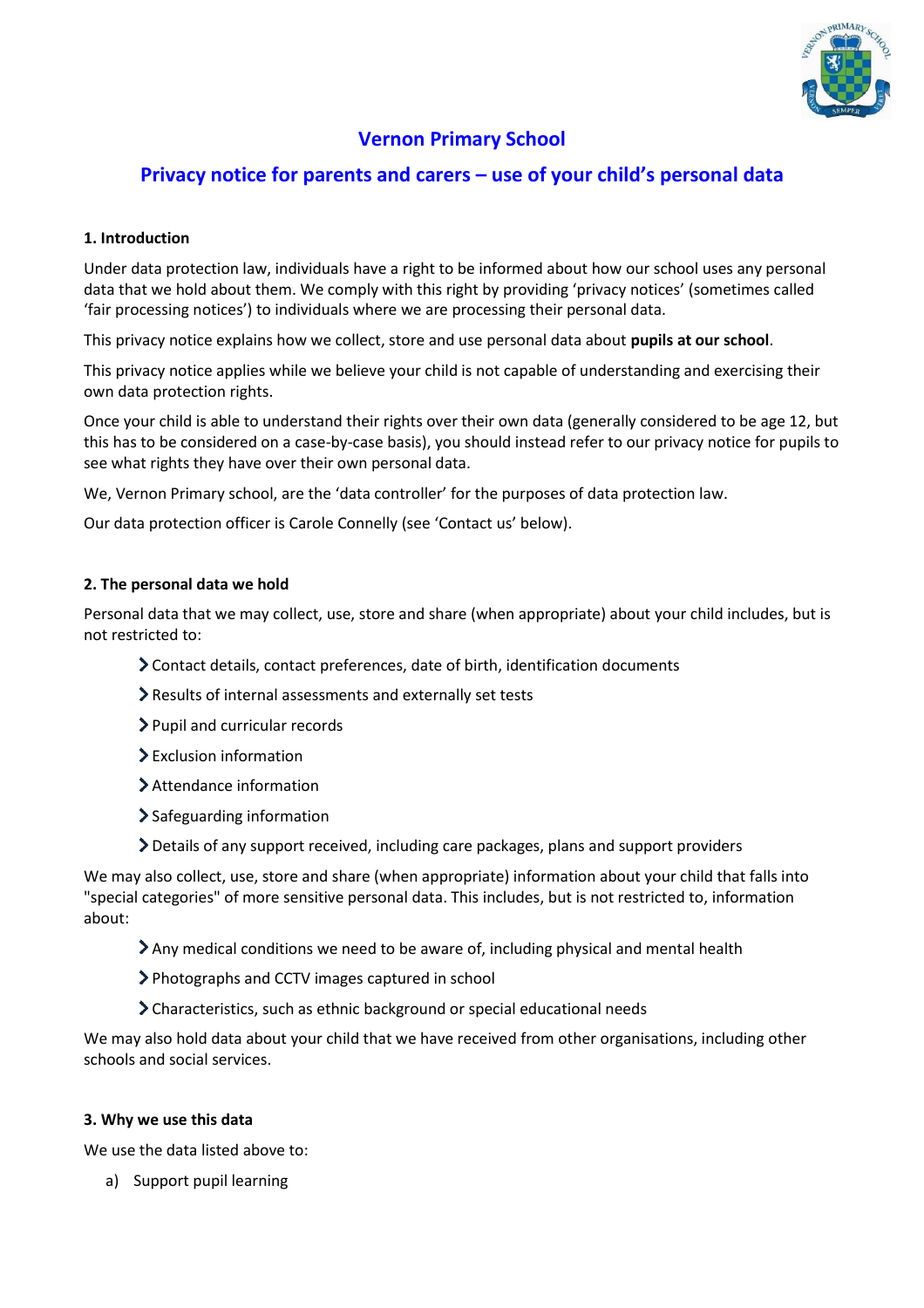# Vernon Primary School

## Privacy notice for parents and carers – use of your child's personal data

**1. Introduction**

Under data protection law, individuals have a right to be informed about how our school uses any personal data that we hold about them. We comply with this right by providing 'privacy notices' (sometimes called 'fair processing notices') to individuals where we are processing their personal data.

This privacy notice explains how we collect, store and use personal data about **pupils at our school**.

This privacy notice applies while we believe your child is not capable of understanding and exercising their own data protection rights.

Once your child is able to understand their rights over their own data (generally considered to be age 12, but this has to be considered on a case-by-case basis), you should instead refer to our privacy notice for pupils to see what rights they have over their own personal data.

We, Vernon Primary school, are the 'data controller' for the purposes of data protection law.

Our data protection officer is Carole Connelly (see 'Contact us' below).

**2. The personal data we hold**

Personal data that we may collect, use, store and share (when appropriate) about your child includes, but is not restricted to:

- Contact details, contact preferences, date of birth, identification documents
- Results of internal assessments and externally set tests
- Pupil and curricular records
- Exclusion information
- Attendance information
- Safeguarding information
- Details of any support received, including care packages, plans and support providers

We may also collect, use, store and share (when appropriate) information about your child that falls into "special categories" of more sensitive personal data. This includes, but is not restricted to, information about:

- Any medical conditions we need to be aware of, including physical and mental health
- Photographs and CCTV images captured in school
- Characteristics, such as ethnic background or special educational needs

We may also hold data about your child that we have received from other organisations, including other schools and social services.

**3. Why we use this data**

We use the data listed above to:

a) Support pupil learning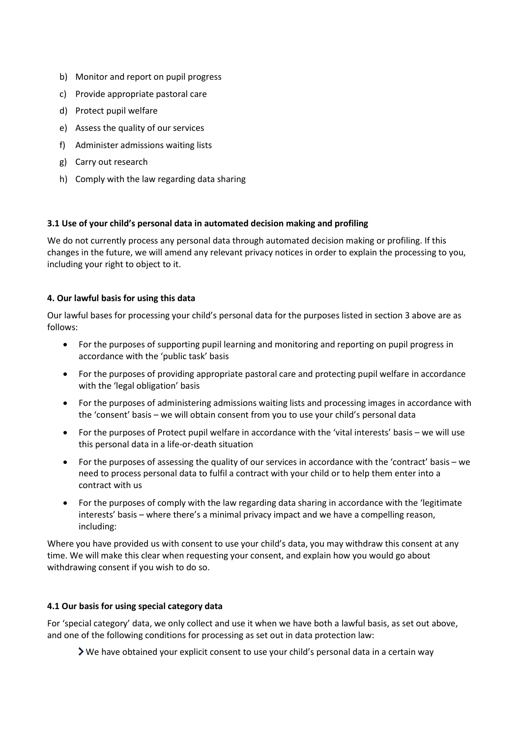b) Monitor and report on pupil progress
c) Provide appropriate pastoral care
d) Protect pupil welfare
e) Assess the quality of our services
f) Administer admissions waiting lists
g) Carry out research
h) Comply with the law regarding data sharing

**3.1 Use of your child's personal data in automated decision making and profiling**

We do not currently process any personal data through automated decision making or profiling. If this changes in the future, we will amend any relevant privacy notices in order to explain the processing to you, including your right to object to it.

**4. Our lawful basis for using this data**

Our lawful bases for processing your child's personal data for the purposes listed in section 3 above are as follows:

- For the purposes of supporting pupil learning and monitoring and reporting on pupil progress in accordance with the 'public task' basis
- For the purposes of providing appropriate pastoral care and protecting pupil welfare in accordance with the 'legal obligation' basis
- For the purposes of administering admissions waiting lists and processing images in accordance with the 'consent' basis – we will obtain consent from you to use your child's personal data
- For the purposes of Protect pupil welfare in accordance with the 'vital interests' basis – we will use this personal data in a life-or-death situation
- For the purposes of assessing the quality of our services in accordance with the 'contract' basis – we need to process personal data to fulfil a contract with your child or to help them enter into a contract with us
- For the purposes of comply with the law regarding data sharing in accordance with the 'legitimate interests' basis – where there's a minimal privacy impact and we have a compelling reason, including:

Where you have provided us with consent to use your child's data, you may withdraw this consent at any time. We will make this clear when requesting your consent, and explain how you would go about withdrawing consent if you wish to do so.

**4.1 Our basis for using special category data**

For 'special category' data, we only collect and use it when we have both a lawful basis, as set out above, and one of the following conditions for processing as set out in data protection law:

- We have obtained your explicit consent to use your child's personal data in a certain way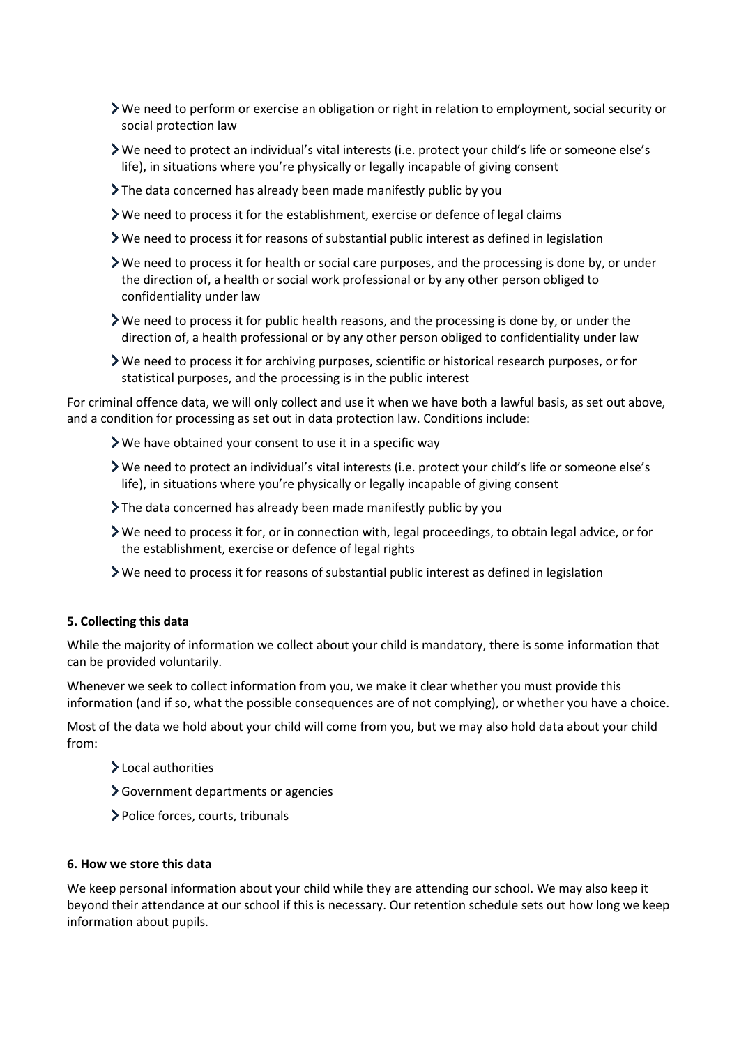- We need to perform or exercise an obligation or right in relation to employment, social security or social protection law
- We need to protect an individual's vital interests (i.e. protect your child's life or someone else's life), in situations where you're physically or legally incapable of giving consent
- The data concerned has already been made manifestly public by you
- We need to process it for the establishment, exercise or defence of legal claims
- We need to process it for reasons of substantial public interest as defined in legislation
- We need to process it for health or social care purposes, and the processing is done by, or under the direction of, a health or social work professional or by any other person obliged to confidentiality under law
- We need to process it for public health reasons, and the processing is done by, or under the direction of, a health professional or by any other person obliged to confidentiality under law
- We need to process it for archiving purposes, scientific or historical research purposes, or for statistical purposes, and the processing is in the public interest

For criminal offence data, we will only collect and use it when we have both a lawful basis, as set out above, and a condition for processing as set out in data protection law. Conditions include:

- We have obtained your consent to use it in a specific way
- We need to protect an individual's vital interests (i.e. protect your child's life or someone else's life), in situations where you're physically or legally incapable of giving consent
- The data concerned has already been made manifestly public by you
- We need to process it for, or in connection with, legal proceedings, to obtain legal advice, or for the establishment, exercise or defence of legal rights
- We need to process it for reasons of substantial public interest as defined in legislation

**5. Collecting this data**

While the majority of information we collect about your child is mandatory, there is some information that can be provided voluntarily.

Whenever we seek to collect information from you, we make it clear whether you must provide this information (and if so, what the possible consequences are of not complying), or whether you have a choice.

Most of the data we hold about your child will come from you, but we may also hold data about your child from:

- Local authorities
- Government departments or agencies
- Police forces, courts, tribunals

**6. How we store this data**

We keep personal information about your child while they are attending our school. We may also keep it beyond their attendance at our school if this is necessary. Our retention schedule sets out how long we keep information about pupils.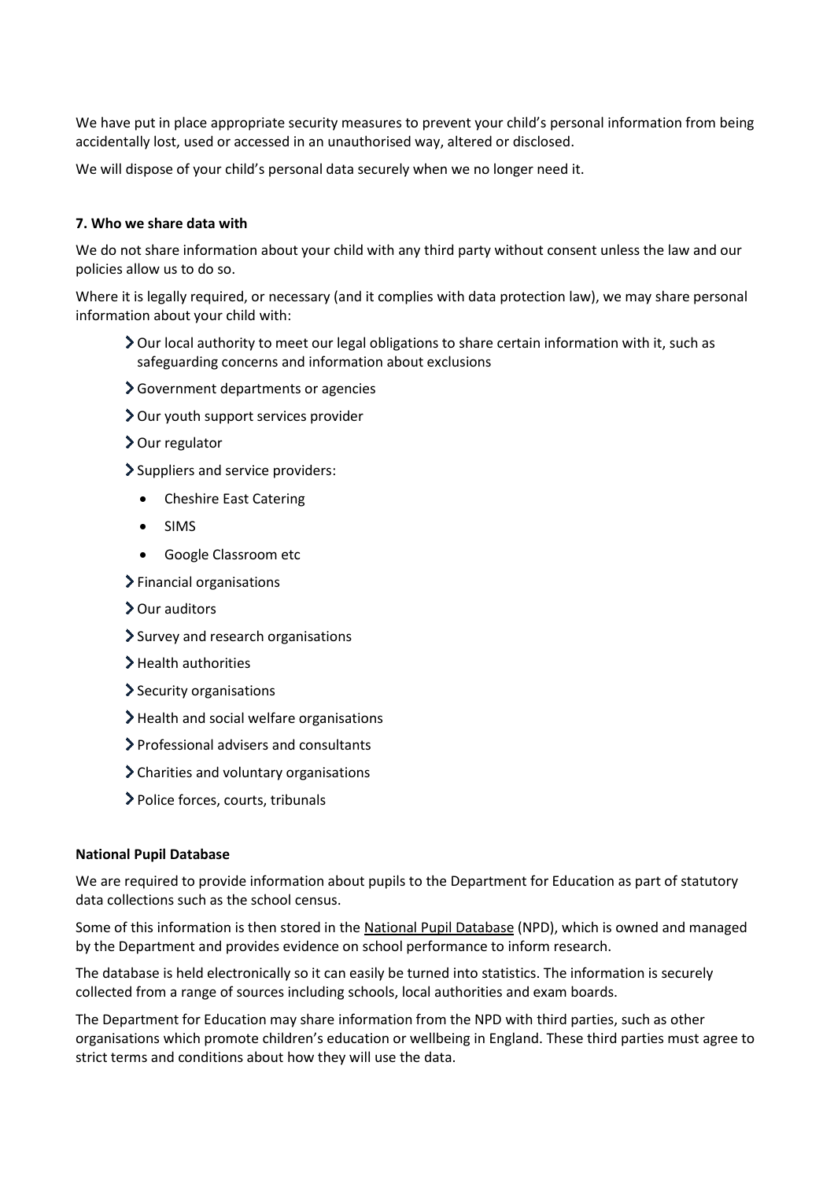We have put in place appropriate security measures to prevent your child's personal information from being accidentally lost, used or accessed in an unauthorised way, altered or disclosed.

We will dispose of your child's personal data securely when we no longer need it.

### 7. Who we share data with

We do not share information about your child with any third party without consent unless the law and our policies allow us to do so.

Where it is legally required, or necessary (and it complies with data protection law), we may share personal information about your child with:

- Our local authority to meet our legal obligations to share certain information with it, such as safeguarding concerns and information about exclusions
- Government departments or agencies
- Our youth support services provider
- Our regulator
- Suppliers and service providers:
  - Cheshire East Catering
  - SIMS
  - Google Classroom etc
- Financial organisations
- Our auditors
- Survey and research organisations
- Health authorities
- Security organisations
- Health and social welfare organisations
- Professional advisers and consultants
- Charities and voluntary organisations
- Police forces, courts, tribunals

### National Pupil Database

We are required to provide information about pupils to the Department for Education as part of statutory data collections such as the school census.

Some of this information is then stored in the National Pupil Database (NPD), which is owned and managed by the Department and provides evidence on school performance to inform research.

The database is held electronically so it can easily be turned into statistics. The information is securely collected from a range of sources including schools, local authorities and exam boards.

The Department for Education may share information from the NPD with third parties, such as other organisations which promote children's education or wellbeing in England. These third parties must agree to strict terms and conditions about how they will use the data.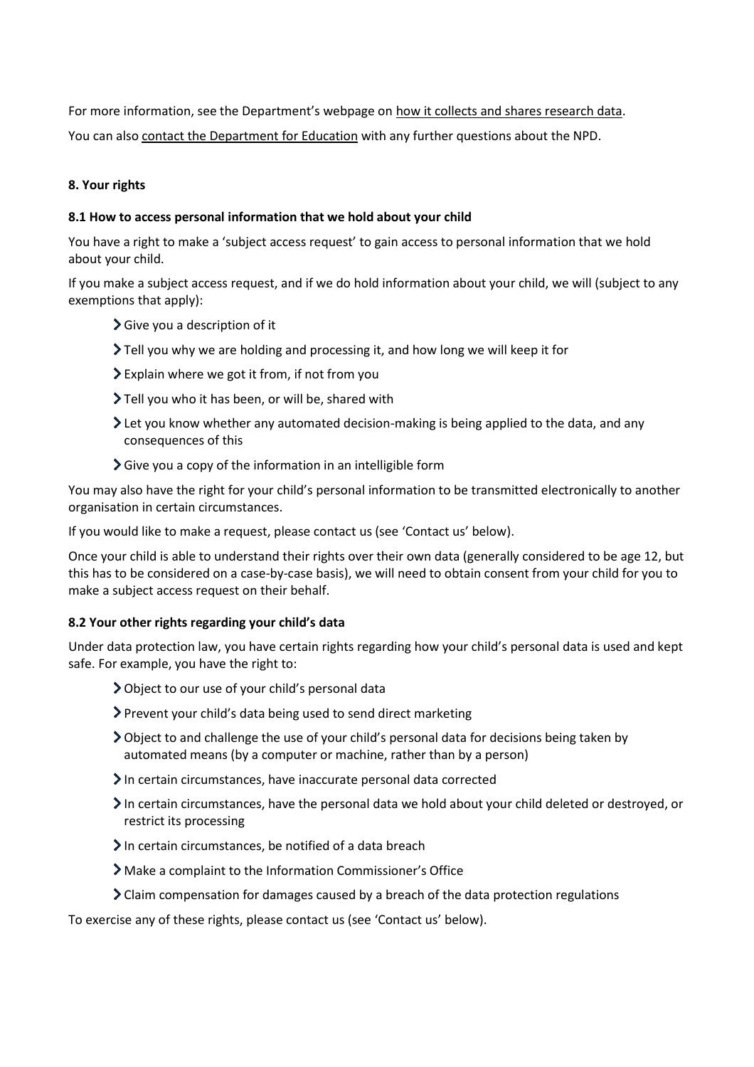For more information, see the Department's webpage on how it collects and shares research data.

You can also contact the Department for Education with any further questions about the NPD.

## 8. Your rights

### 8.1 How to access personal information that we hold about your child

You have a right to make a 'subject access request' to gain access to personal information that we hold about your child.

If you make a subject access request, and if we do hold information about your child, we will (subject to any exemptions that apply):

- Give you a description of it
- Tell you why we are holding and processing it, and how long we will keep it for
- Explain where we got it from, if not from you
- Tell you who it has been, or will be, shared with
- Let you know whether any automated decision-making is being applied to the data, and any consequences of this
- Give you a copy of the information in an intelligible form

You may also have the right for your child's personal information to be transmitted electronically to another organisation in certain circumstances.

If you would like to make a request, please contact us (see 'Contact us' below).

Once your child is able to understand their rights over their own data (generally considered to be age 12, but this has to be considered on a case-by-case basis), we will need to obtain consent from your child for you to make a subject access request on their behalf.

### 8.2 Your other rights regarding your child's data

Under data protection law, you have certain rights regarding how your child's personal data is used and kept safe. For example, you have the right to:

- Object to our use of your child's personal data
- Prevent your child's data being used to send direct marketing
- Object to and challenge the use of your child's personal data for decisions being taken by automated means (by a computer or machine, rather than by a person)
- In certain circumstances, have inaccurate personal data corrected
- In certain circumstances, have the personal data we hold about your child deleted or destroyed, or restrict its processing
- In certain circumstances, be notified of a data breach
- Make a complaint to the Information Commissioner's Office
- Claim compensation for damages caused by a breach of the data protection regulations

To exercise any of these rights, please contact us (see 'Contact us' below).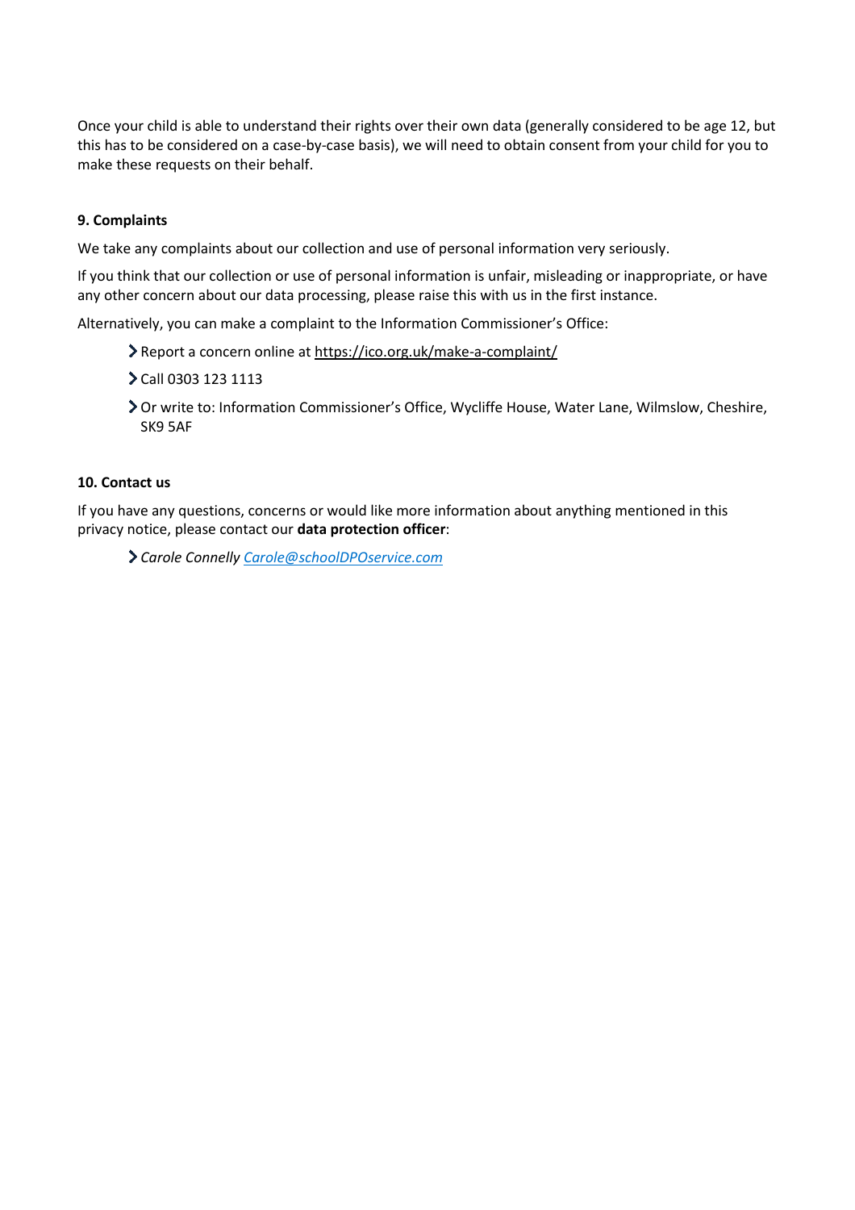Once your child is able to understand their rights over their own data (generally considered to be age 12, but this has to be considered on a case-by-case basis), we will need to obtain consent from your child for you to make these requests on their behalf.

**9. Complaints**

We take any complaints about our collection and use of personal information very seriously.

If you think that our collection or use of personal information is unfair, misleading or inappropriate, or have any other concern about our data processing, please raise this with us in the first instance.

Alternatively, you can make a complaint to the Information Commissioner's Office:

- Report a concern online at https://ico.org.uk/make-a-complaint/
- Call 0303 123 1113
- Or write to: Information Commissioner's Office, Wycliffe House, Water Lane, Wilmslow, Cheshire, SK9 5AF

**10. Contact us**

If you have any questions, concerns or would like more information about anything mentioned in this privacy notice, please contact our **data protection officer**:

- *Carole Connelly Carole@schoolDPOservice.com*